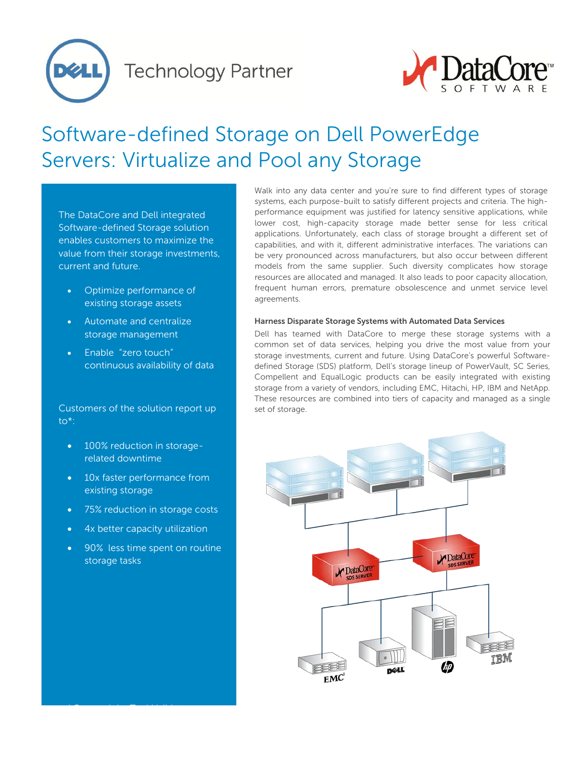Dell Technology Partner

DataCore Software

# Software-defined Storage on Dell PowerEdge Servers: Virtualize and Pool any Storage

The DataCore and Dell integrated Software-defined Storage solution enables customers to maximize the value from their storage investments, current and future.

- Optimize performance of existing storage assets
- Automate and centralize storage management
- Enable "zero touch" continuous availability of data

Customers of the solution report up to*:

- 100% reduction in storage-related downtime
- 10x faster performance from existing storage
- 75% reduction in storage costs
- 4x better capacity utilization
- 90% less time spent on routine storage tasks

Walk into any data center and you're sure to find different types of storage systems, each purpose-built to satisfy different projects and criteria. The high-performance equipment was justified for latency sensitive applications, while lower cost, high-capacity storage made better sense for less critical applications. Unfortunately, each class of storage brought a different set of capabilities, and with it, different administrative interfaces. The variations can be very pronounced across manufacturers, but also occur between different models from the same supplier. Such diversity complicates how storage resources are allocated and managed. It also leads to poor capacity allocation, frequent human errors, premature obsolescence and unmet service level agreements.

### Harness Disparate Storage Systems with Automated Data Services

Dell has teamed with DataCore to merge these storage systems with a common set of data services, helping you drive the most value from your storage investments, current and future. Using DataCore's powerful Software-defined Storage (SDS) platform, Dell's storage lineup of PowerVault, SC Series, Compellent and EqualLogic products can be easily integrated with existing storage from a variety of vendors, including EMC, Hitachi, HP, IBM and NetApp. These resources are combined into tiers of capacity and managed as a single set of storage.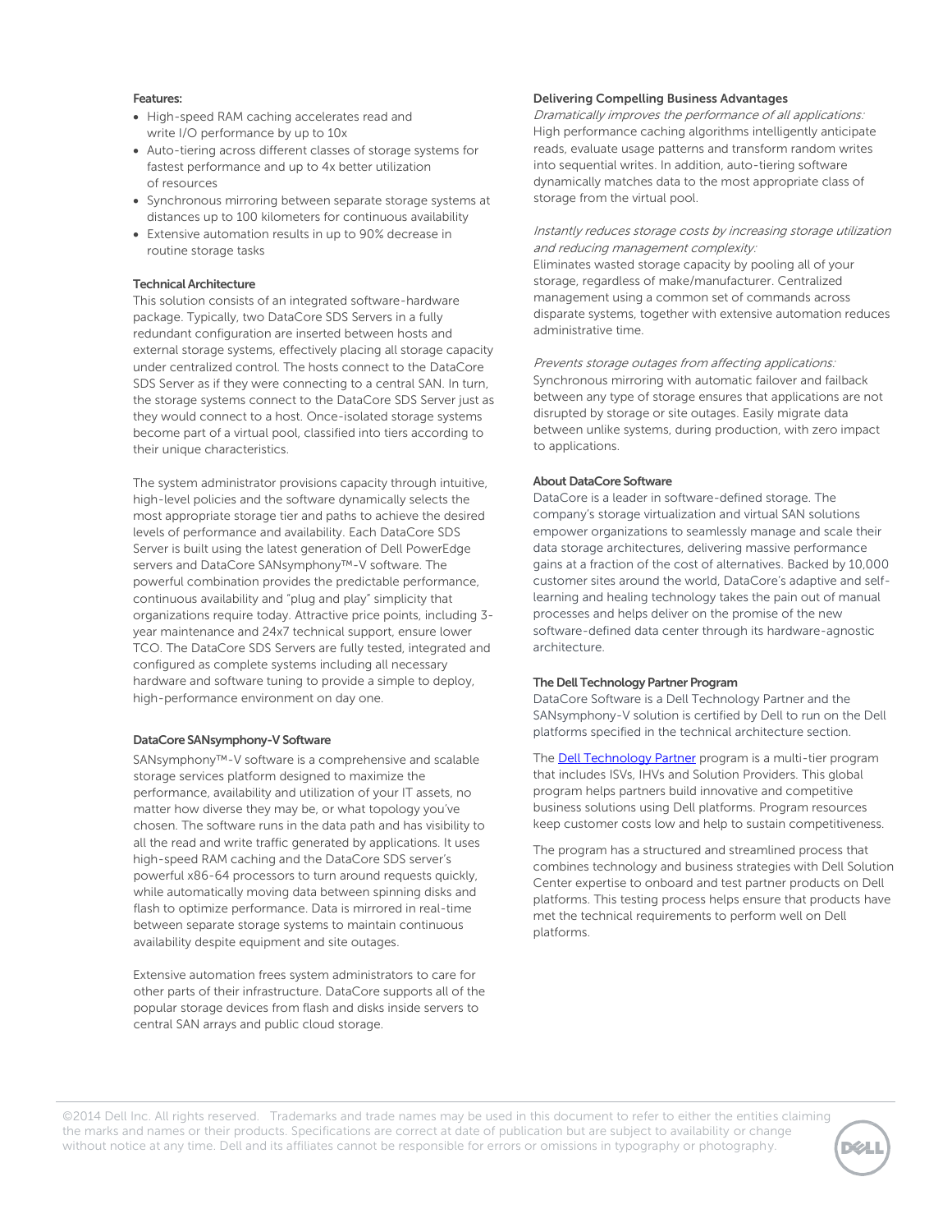### Features:

- High-speed RAM caching accelerates read and write I/O performance by up to 10x
- Auto-tiering across different classes of storage systems for fastest performance and up to 4x better utilization of resources
- Synchronous mirroring between separate storage systems at distances up to 100 kilometers for continuous availability
- Extensive automation results in up to 90% decrease in routine storage tasks

### Technical Architecture

This solution consists of an integrated software-hardware package. Typically, two DataCore SDS Servers in a fully redundant configuration are inserted between hosts and external storage systems, effectively placing all storage capacity under centralized control. The hosts connect to the DataCore SDS Server as if they were connecting to a central SAN. In turn, the storage systems connect to the DataCore SDS Server just as they would connect to a host. Once-isolated storage systems become part of a virtual pool, classified into tiers according to their unique characteristics.

The system administrator provisions capacity through intuitive, high-level policies and the software dynamically selects the most appropriate storage tier and paths to achieve the desired levels of performance and availability. Each DataCore SDS Server is built using the latest generation of Dell PowerEdge servers and DataCore SANsymphony™-V software. The powerful combination provides the predictable performance, continuous availability and "plug and play" simplicity that organizations require today. Attractive price points, including 3-year maintenance and 24x7 technical support, ensure lower TCO. The DataCore SDS Servers are fully tested, integrated and configured as complete systems including all necessary hardware and software tuning to provide a simple to deploy, high-performance environment on day one.

### DataCore SANsymphony-V Software

SANsymphony™-V software is a comprehensive and scalable storage services platform designed to maximize the performance, availability and utilization of your IT assets, no matter how diverse they may be, or what topology you've chosen. The software runs in the data path and has visibility to all the read and write traffic generated by applications. It uses high-speed RAM caching and the DataCore SDS server's powerful x86-64 processors to turn around requests quickly, while automatically moving data between spinning disks and flash to optimize performance. Data is mirrored in real-time between separate storage systems to maintain continuous availability despite equipment and site outages.

Extensive automation frees system administrators to care for other parts of their infrastructure. DataCore supports all of the popular storage devices from flash and disks inside servers to central SAN arrays and public cloud storage.

### Delivering Compelling Business Advantages

*Dramatically improves the performance of all applications:*
High performance caching algorithms intelligently anticipate reads, evaluate usage patterns and transform random writes into sequential writes. In addition, auto-tiering software dynamically matches data to the most appropriate class of storage from the virtual pool.

*Instantly reduces storage costs by increasing storage utilization and reducing management complexity:*
Eliminates wasted storage capacity by pooling all of your storage, regardless of make/manufacturer. Centralized management using a common set of commands across disparate systems, together with extensive automation reduces administrative time.

*Prevents storage outages from affecting applications:*
Synchronous mirroring with automatic failover and failback between any type of storage ensures that applications are not disrupted by storage or site outages. Easily migrate data between unlike systems, during production, with zero impact to applications.

### About DataCore Software

DataCore is a leader in software-defined storage. The company's storage virtualization and virtual SAN solutions empower organizations to seamlessly manage and scale their data storage architectures, delivering massive performance gains at a fraction of the cost of alternatives. Backed by 10,000 customer sites around the world, DataCore's adaptive and self-learning and healing technology takes the pain out of manual processes and helps deliver on the promise of the new software-defined data center through its hardware-agnostic architecture.

### The Dell Technology Partner Program

DataCore Software is a Dell Technology Partner and the SANsymphony-V solution is certified by Dell to run on the Dell platforms specified in the technical architecture section.

The Dell Technology Partner program is a multi-tier program that includes ISVs, IHVs and Solution Providers. This global program helps partners build innovative and competitive business solutions using Dell platforms. Program resources keep customer costs low and help to sustain competitiveness.

The program has a structured and streamlined process that combines technology and business strategies with Dell Solution Center expertise to onboard and test partner products on Dell platforms. This testing process helps ensure that products have met the technical requirements to perform well on Dell platforms.

©2014 Dell Inc. All rights reserved. Trademarks and trade names may be used in this document to refer to either the entities claiming the marks and names or their products. Specifications are correct at date of publication but are subject to availability or change without notice at any time. Dell and its affiliates cannot be responsible for errors or omissions in typography or photography.